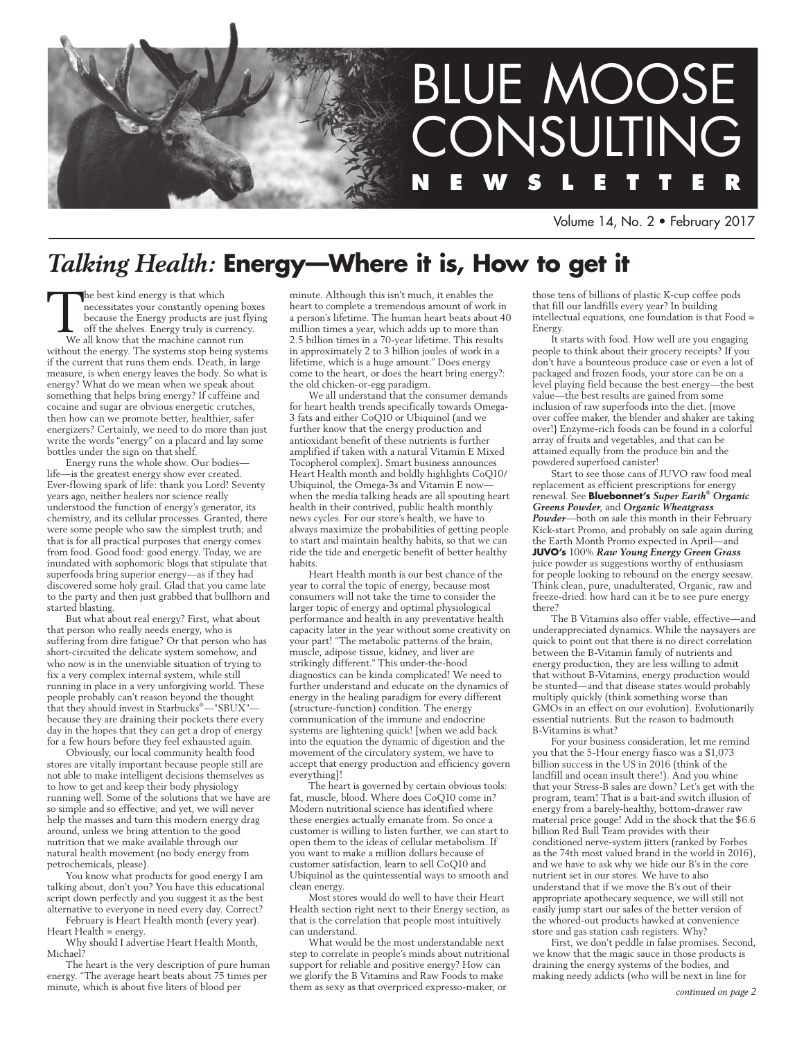# BLUE MOOSE CONSULTING NEWSLETTER

Volume 14, No. 2 • February 2017

## *Talking Health:* **Energy—Where it is, How to get it**

The best kind energy is that which necessitates your constantly opening boxes because the Energy products are just flying off the shelves. Energy truly is currency.

We all know that the machine cannot run without the energy. The systems stop being systems if the current that runs them ends. Death, in large measure, is when energy leaves the body. So what is energy? What do we mean when we speak about something that helps bring energy? If caffeine and cocaine and sugar are obvious energetic crutches, then how can we promote better, healthier, safer energizers? Certainly, we need to do more than just write the words "energy" on a placard and lay some bottles under the sign on that shelf.

Energy runs the whole show. Our bodies—life—is the greatest energy show ever created. Ever-flowing spark of life: thank you Lord! Seventy years ago, neither healers nor science really understood the function of energy's generator, its chemistry, and its cellular processes. Granted, there were some people who saw the simplest truth; and that is for all practical purposes that energy comes from food. Good food: good energy. Today, we are inundated with sophomoric blogs that stipulate that superfoods bring superior energy—as if they had discovered some holy grail. Glad that you came late to the party and then just grabbed that bullhorn and started blasting.

But what about real energy? First, what about that person who really needs energy, who is suffering from dire fatigue? Or that person who has short-circuited the delicate system somehow, and who now is in the unenviable situation of trying to fix a very complex internal system, while still running in place in a very unforgiving world. These people probably can't reason beyond the thought that they should invest in Starbucks®—"SBUX"—because they are draining their pockets there every day in the hopes that they can get a drop of energy for a few hours before they feel exhausted again.

Obviously, our local community health food stores are vitally important because people still are not able to make intelligent decisions themselves as to how to get and keep their body physiology running well. Some of the solutions that we have are so simple and so effective; and yet, we will never help the masses and turn this modern energy drag around, unless we bring attention to the good nutrition that we make available through our natural health movement (no body energy from petrochemicals, please).

You know what products for good energy I am talking about, don't you? You have this educational script down perfectly and you suggest it as the best alternative to everyone in need every day. Correct?

February is Heart Health month (every year). Heart Health = energy.

Why should I advertise Heart Health Month, Michael?

The heart is the very description of pure human energy. "The average heart beats about 75 times per minute, which is about five liters of blood per minute. Although this isn't much, it enables the heart to complete a tremendous amount of work in a person's lifetime. The human heart beats about 40 million times a year, which adds up to more than 2.5 billion times in a 70-year lifetime. This results in approximately 2 to 3 billion joules of work in a lifetime, which is a huge amount." Does energy come to the heart, or does the heart bring energy?: the old chicken-or-egg paradigm.

We all understand that the consumer demands for heart health trends specifically towards Omega-3 fats and either CoQ10 or Ubiquinol (and we further know that the energy production and antioxidant benefit of these nutrients is further amplified if taken with a natural Vitamin E Mixed Tocopherol complex). Smart business announces Heart Health month and boldly highlights CoQ10/Ubiquinol, the Omega-3s and Vitamin E now—when the media talking heads are all spouting heart health in their contrived, public health monthly news cycles. For our store's health, we have to always maximize the probabilities of getting people to start and maintain healthy habits, so that we can ride the tide and energetic benefit of better healthy habits.

Heart Health month is our best chance of the year to corral the topic of energy, because most consumers will not take the time to consider the larger topic of energy and optimal physiological performance and health in any preventative health capacity later in the year without some creativity on your part! "The metabolic patterns of the brain, muscle, adipose tissue, kidney, and liver are strikingly different." This under-the-hood diagnostics can be kinda complicated! We need to further understand and educate on the dynamics of energy in the healing paradigm for every different (structure-function) condition. The energy communication of the immune and endocrine systems are lightening quick! [when we add back into the equation the dynamic of digestion and the movement of the circulatory system, we have to accept that energy production and efficiency govern everything]!

The heart is governed by certain obvious tools: fat, muscle, blood. Where does CoQ10 come in? Modern nutritional science has identified where these energies actually emanate from. So once a customer is willing to listen further, we can start to open them to the ideas of cellular metabolism. If you want to make a million dollars because of customer satisfaction, learn to sell CoQ10 and Ubiquinol as the quintessential ways to smooth and clean energy.

Most stores would do well to have their Heart Health section right next to their Energy section, as that is the correlation that people most intuitively can understand.

What would be the most understandable next step to correlate in people's minds about nutritional support for reliable and positive energy? How can we glorify the B Vitamins and Raw Foods to make them as sexy as that overpriced expresso-maker, or those tens of billions of plastic K-cup coffee pods that fill our landfills every year? In building intellectual equations, one foundation is that Food = Energy.

It starts with food. How well are you engaging people to think about their grocery receipts? If you don't have a bounteous produce case or even a lot of packaged and frozen foods, your store can be on a level playing field because the best energy—the best value—the best results are gained from some inclusion of raw superfoods into the diet. {move over coffee maker, the blender and shaker are taking over!} Enzyme-rich foods can be found in a colorful array of fruits and vegetables, and that can be attained equally from the produce bin and the powdered superfood canister!

Start to see those cans of JUVO raw food meal replacement as efficient prescriptions for energy renewal. See **Bluebonnet's** ***Super Earth® Organic Greens Powder***, and ***Organic Wheatgrass Powder***—both on sale this month in their February Kick-start Promo, and probably on sale again during the Earth Month Promo expected in April—and **JUVO's** 100% ***Raw Young Energy Green Grass*** juice powder as suggestions worthy of enthusiasm for people looking to rebound on the energy seesaw. Think clean, pure, unadulterated, Organic, raw and freeze-dried: how hard can it be to see pure energy there?

The B Vitamins also offer viable, effective—and underappreciated dynamics. While the naysayers are quick to point out that there is no direct correlation between the B-Vitamin family of nutrients and energy production, they are less willing to admit that without B-Vitamins, energy production would be stunted—and that disease states would probably multiply quickly (think something worse than GMOs in an effect on our evolution). Evolutionarily essential nutrients. But the reason to badmouth B-Vitamins is what?

For your business consideration, let me remind you that the 5-Hour energy fiasco was a $1,073 billion success in the US in 2016 (think of the landfill and ocean insult there!). And you whine that your Stress-B sales are down? Let's get with the program, team! That is a bait-and switch illusion of energy from a barely-healthy, bottom-drawer raw material price gouge! Add in the shock that the $6.6 billion Red Bull Team provides with their conditioned nerve-system jitters (ranked by Forbes as the 74th most valued brand in the world in 2016), and we have to ask why we hide our B's in the core nutrient set in our stores. We have to also understand that if we move the B's out of their appropriate apothecary sequence, we will still not easily jump start our sales of the better version of the whored-out products hawked at convenience store and gas station cash registers. Why?

First, we don't peddle in false promises. Second, we know that the magic sauce in those products is draining the energy systems of the bodies, and making needy addicts (who will be next in line for

*continued on page 2*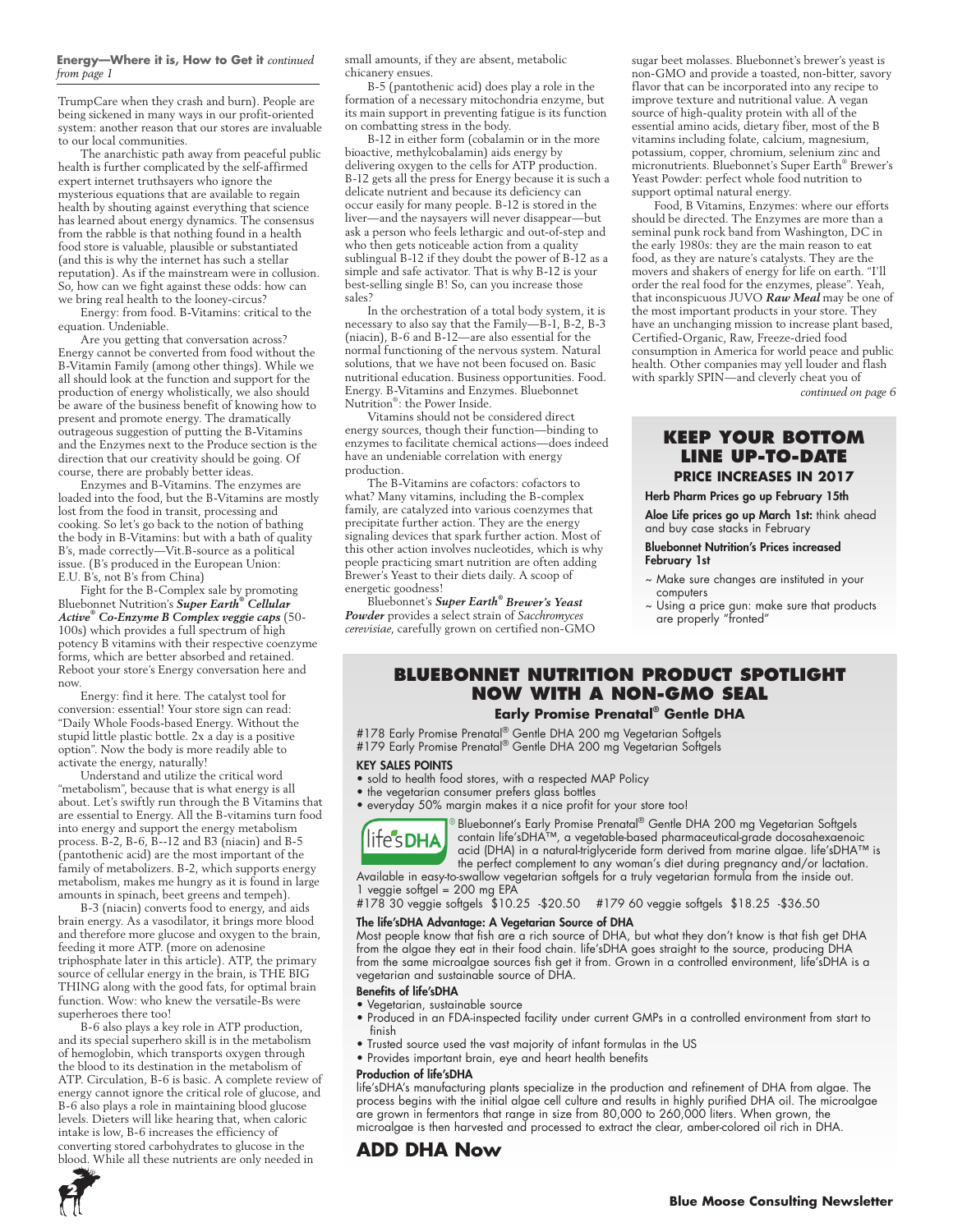**Energy—Where it is, How to Get it** *continued from page 1*

TrumpCare when they crash and burn). People are being sickened in many ways in our profit-oriented system: another reason that our stores are invaluable to our local communities.

The anarchistic path away from peaceful public health is further complicated by the self-affirmed expert internet truthsayers who ignore the mysterious equations that are available to regain health by shouting against everything that science has learned about energy dynamics. The consensus from the rabble is that nothing found in a health food store is valuable, plausible or substantiated (and this is why the internet has such a stellar reputation). As if the mainstream were in collusion. So, how can we fight against these odds: how can we bring real health to the looney-circus?

Energy: from food. B-Vitamins: critical to the equation. Undeniable.

Are you getting that conversation across? Energy cannot be converted from food without the B-Vitamin Family (among other things). While we all should look at the function and support for the production of energy wholistically, we also should be aware of the business benefit of knowing how to present and promote energy. The dramatically outrageous suggestion of putting the B-Vitamins and the Enzymes next to the Produce section is the direction that our creativity should be going. Of course, there are probably better ideas.

Enzymes and B-Vitamins. The enzymes are loaded into the food, but the B-Vitamins are mostly lost from the food in transit, processing and cooking. So let's go back to the notion of bathing the body in B-Vitamins: but with a bath of quality B's, made correctly—Vit.B-source as a political issue. (B's produced in the European Union: E.U. B's, not B's from China)

Fight for the B-Complex sale by promoting Bluebonnet Nutrition's ***Super Earth® Cellular Active® Co-Enzyme B Complex veggie caps*** (50-100s) which provides a full spectrum of high potency B vitamins with their respective coenzyme forms, which are better absorbed and retained. Reboot your store's Energy conversation here and now.

Energy: find it here. The catalyst tool for conversion: essential! Your store sign can read: "Daily Whole Foods-based Energy. Without the stupid little plastic bottle. 2x a day is a positive option". Now the body is more readily able to activate the energy, naturally!

Understand and utilize the critical word "metabolism", because that is what energy is all about. Let's swiftly run through the B Vitamins that are essential to Energy. All the B-vitamins turn food into energy and support the energy metabolism process. B-2, B-6, B--12 and B3 (niacin) and B-5 (pantothenic acid) are the most important of the family of metabolizers. B-2, which supports energy metabolism, makes me hungry as it is found in large amounts in spinach, beet greens and tempeh).

B-3 (niacin) converts food to energy, and aids brain energy. As a vasodilator, it brings more blood and therefore more glucose and oxygen to the brain, feeding it more ATP. (more on adenosine triphosphate later in this article). ATP, the primary source of cellular energy in the brain, is THE BIG THING along with the good fats, for optimal brain function. Wow: who knew the versatile-Bs were superheroes there too!

B-6 also plays a key role in ATP production, and its special superhero skill is in the metabolism of hemoglobin, which transports oxygen through the blood to its destination in the metabolism of ATP. Circulation, B-6 is basic. A complete review of energy cannot ignore the critical role of glucose, and B-6 also plays a role in maintaining blood glucose levels. Dieters will like hearing that, when caloric intake is low, B-6 increases the efficiency of converting stored carbohydrates to glucose in the blood. While all these nutrients are only needed in small amounts, if they are absent, metabolic chicanery ensues.

B-5 (pantothenic acid) does play a role in the formation of a necessary mitochondria enzyme, but its main support in preventing fatigue is its function on combatting stress in the body.

B-12 in either form (cobalamin or in the more bioactive, methylcobalamin) aids energy by delivering oxygen to the cells for ATP production. B-12 gets all the press for Energy because it is such a delicate nutrient and because its deficiency can occur easily for many people. B-12 is stored in the liver—and the naysayers will never disappear—but ask a person who feels lethargic and out-of-step and who then gets noticeable action from a quality sublingual B-12 if they doubt the power of B-12 as a simple and safe activator. That is why B-12 is your best-selling single B! So, can you increase those sales?

In the orchestration of a total body system, it is necessary to also say that the Family—B-1, B-2, B-3 (niacin), B-6 and B-12—are also essential for the normal functioning of the nervous system. Natural solutions, that we have not been focused on. Basic nutritional education. Business opportunities. Food. Energy. B-Vitamins and Enzymes. Bluebonnet Nutrition®: the Power Inside.

Vitamins should not be considered direct energy sources, though their function—binding to enzymes to facilitate chemical actions—does indeed have an undeniable correlation with energy production.

The B-Vitamins are cofactors: cofactors to what? Many vitamins, including the B-complex family, are catalyzed into various coenzymes that precipitate further action. They are the energy signaling devices that spark further action. Most of this other action involves nucleotides, which is why people practicing smart nutrition are often adding Brewer's Yeast to their diets daily. A scoop of energetic goodness!

Bluebonnet's ***Super Earth® Brewer's Yeast Powder*** provides a select strain of *Sacchromyces cerevisiae*, carefully grown on certified non-GMO sugar beet molasses. Bluebonnet's brewer's yeast is non-GMO and provide a toasted, non-bitter, savory flavor that can be incorporated into any recipe to improve texture and nutritional value. A vegan source of high-quality protein with all of the essential amino acids, dietary fiber, most of the B vitamins including folate, calcium, magnesium, potassium, copper, chromium, selenium zinc and micronutrients. Bluebonnet's Super Earth® Brewer's Yeast Powder: perfect whole food nutrition to support optimal natural energy.

Food, B Vitamins, Enzymes: where our efforts should be directed. The Enzymes are more than a seminal punk rock band from Washington, DC in the early 1980s: they are the main reason to eat food, as they are nature's catalysts. They are the movers and shakers of energy for life on earth. "I'll order the real food for the enzymes, please". Yeah, that inconspicuous JUVO ***Raw Meal*** may be one of the most important products in your store. They have an unchanging mission to increase plant based, Certified-Organic, Raw, Freeze-dried food consumption in America for world peace and public health. Other companies may yell louder and flash with sparkly SPIN—and cleverly cheat you of

*continued on page 6*

## KEEP YOUR BOTTOM LINE UP-TO-DATE

### PRICE INCREASES IN 2017

**Herb Pharm Prices go up February 15th**

**Aloe Life prices go up March 1st:** think ahead and buy case stacks in February

**Bluebonnet Nutrition's Prices increased February 1st**

~ Make sure changes are instituted in your computers

~ Using a price gun: make sure that products are properly "fronted"

## BLUEBONNET NUTRITION PRODUCT SPOTLIGHT NOW WITH A NON-GMO SEAL

### Early Promise Prenatal® Gentle DHA

#178 Early Promise Prenatal® Gentle DHA 200 mg Vegetarian Softgels
#179 Early Promise Prenatal® Gentle DHA 200 mg Vegetarian Softgels

**KEY SALES POINTS**

- sold to health food stores, with a respected MAP Policy
- the vegetarian consumer prefers glass bottles
- everyday 50% margin makes it a nice profit for your store too!

life'sDHA® Bluebonnet's Early Promise Prenatal® Gentle DHA 200 mg Vegetarian Softgels contain life'sDHA™, a vegetable-based pharmaceutical-grade docosahexaenoic acid (DHA) in a natural-triglyceride form derived from marine algae. life'sDHA™ is the perfect complement to any woman's diet during pregnancy and/or lactation. Available in easy-to-swallow vegetarian softgels for a truly vegetarian formula from the inside out.
1 veggie softgel = 200 mg EPA

#178 30 veggie softgels $10.25 -$20.50 #179 60 veggie softgels $18.25 -$36.50

**The life'sDHA Advantage: A Vegetarian Source of DHA**

Most people know that fish are a rich source of DHA, but what they don't know is that fish get DHA from the algae they eat in their food chain. life'sDHA goes straight to the source, producing DHA from the same microalgae sources fish get it from. Grown in a controlled environment, life'sDHA is a vegetarian and sustainable source of DHA.

**Benefits of life'sDHA**

- Vegetarian, sustainable source
- Produced in an FDA-inspected facility under current GMPs in a controlled environment from start to finish
- Trusted source used the vast majority of infant formulas in the US
- Provides important brain, eye and heart health benefits

**Production of life'sDHA**

life'sDHA's manufacturing plants specialize in the production and refinement of DHA from algae. The process begins with the initial algae cell culture and results in highly purified DHA oil. The microalgae are grown in fermentors that range in size from 80,000 to 260,000 liters. When grown, the microalgae is then harvested and processed to extract the clear, amber-colored oil rich in DHA.

## ADD DHA Now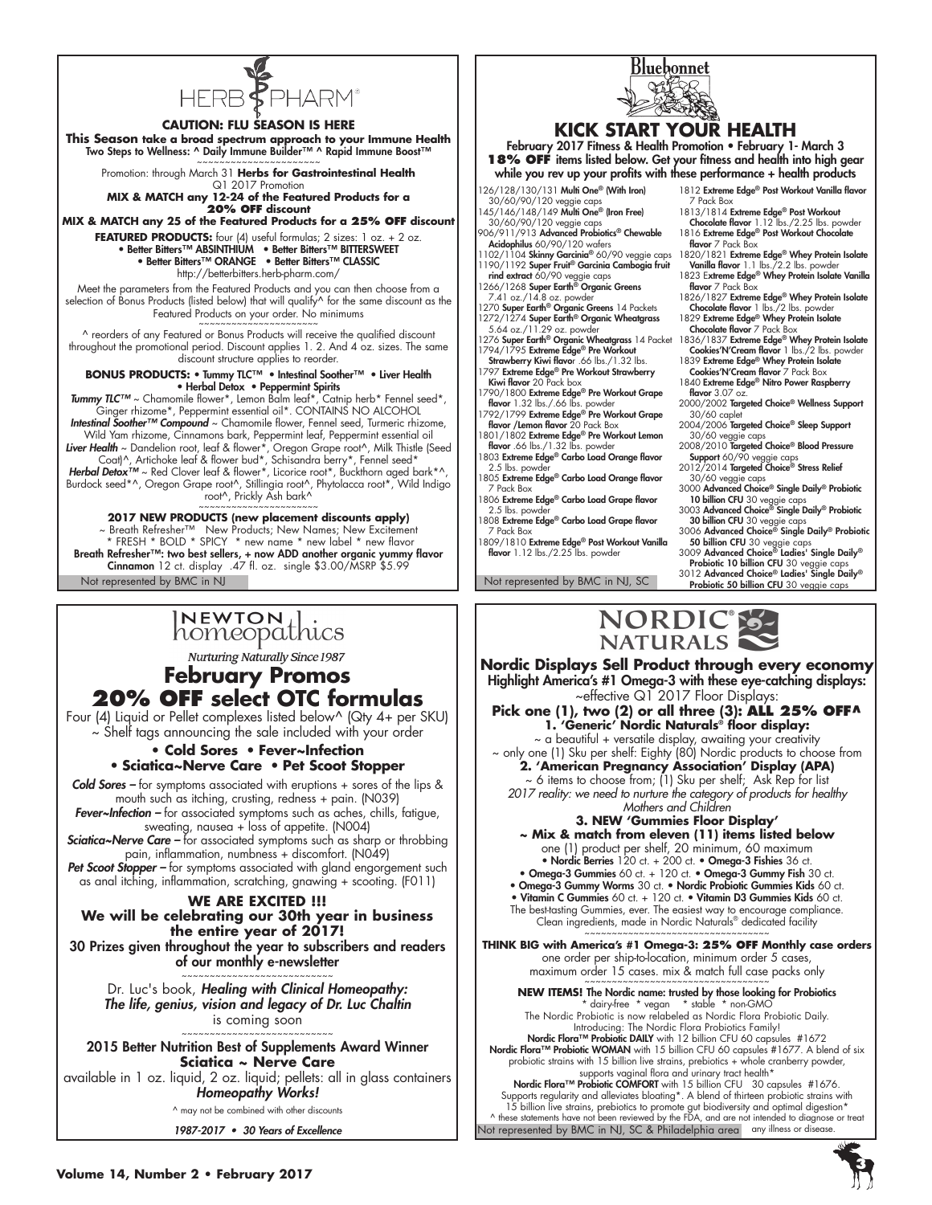# HERB PHARM

**CAUTION: FLU SEASON IS HERE**

**This Season take a broad spectrum approach to your Immune Health**
Two Steps to Wellness: ^ Daily Immune Builder™ ^ Rapid Immune Boost™

~~~~~~~~~~~~~~~~~~~~~~

Promotion: through March 31 **Herbs for Gastrointestinal Health**
Q1 2017 Promotion

**MIX & MATCH any 12-24 of the Featured Products for a 20% OFF discount**

**MIX & MATCH any 25 of the Featured Products for a 25% OFF discount**

**FEATURED PRODUCTS:** four (4) useful formulas; 2 sizes: 1 oz. + 2 oz.
- Better Bitters™ ABSINTHIUM
- Better Bitters™ BITTERSWEET
- Better Bitters™ ORANGE
- Better Bitters™ CLASSIC

http://betterbitters.herb-pharm.com/

Meet the parameters from the Featured Products and you can then choose from a selection of Bonus Products (listed below) that will qualify^ for the same discount as the Featured Products on your order. No minimums

~~~~~~~~~~~~~~~~~~~~~~

^ reorders of any Featured or Bonus Products will receive the qualified discount throughout the promotional period. Discount applies 1. 2. And 4 oz. sizes. The same discount structure applies to reorder.

**BONUS PRODUCTS:** • Tummy TLC™ • Intestinal Soother™ • Liver Health • Herbal Detox • Peppermint Spirits

***Tummy TLC™*** ~ Chamomile flower*, Lemon Balm leaf*, Catnip herb* Fennel seed*, Ginger rhizome*, Peppermint essential oil*. CONTAINS NO ALCOHOL

***Intestinal Soother™ Compound*** ~ Chamomile flower, Fennel seed, Turmeric rhizome, Wild Yam rhizome, Cinnamons bark, Peppermint leaf, Peppermint essential oil

***Liver Health*** ~ Dandelion root, leaf & flower*, Oregon Grape root^, Milk Thistle (Seed Coat)^, Artichoke leaf & flower bud*, Schisandra berry*, Fennel seed*

***Herbal Detox™*** ~ Red Clover leaf & flower*, Licorice root*, Buckthorn aged bark*^, Burdock seed*^, Oregon Grape root^, Stillingia root^, Phytolacca root*, Wild Indigo root^, Prickly Ash bark^

~~~~~~~~~~~~~~~~~~~~~~

**2017 NEW PRODUCTS (new placement discounts apply)**

~ Breath Refresher™ New Products; New Names; New Excitement
* FRESH * BOLD * SPICY * new name * new label * new flavor

**Breath Refresher™: two best sellers, + now ADD another organic yummy flavor Cinnamon** 12 ct. display .47 fl. oz. single $3.00/MSRP $5.99

Not represented by BMC in NJ

# Bluebonnet

## KICK START YOUR HEALTH

February 2017 Fitness & Health Promotion • February 1- March 3

**18% OFF** items listed below. Get your fitness and health into high gear while you rev up your profits with these performance + health products

- 126/128/130/131 **Multi One® (With Iron)** 30/60/90/120 veggie caps
- 145/146/148/149 **Multi One® (Iron Free)** 30/60/90/120 veggie caps
- 906/911/913 **Advanced Probiotics® Chewable Acidophilus** 60/90/120 wafers
- 1102/1104 **Skinny Garcinia®** 60/90 veggie caps
- 1190/1192 **Super Fruit® Garcinia Cambogia fruit rind extract** 60/90 veggie caps
- 1266/1268 **Super Earth® Organic Greens** 7.41 oz./14.8 oz. powder
- 1270 **Super Earth® Organic Greens** 14 Packets
- 1272/1274 **Super Earth® Organic Wheatgrass** 5.64 oz./11.29 oz. powder
- 1276 **Super Earth® Organic Wheatgrass** 14 Packet
- 1794/1795 **Extreme Edge® Pre Workout Strawberry Kiwi flavor** .66 lbs./1.32 lbs.
- 1797 **Extreme Edge® Pre Workout Strawberry Kiwi flavor** 20 Pack box
- 1790/1800 **Extreme Edge® Pre Workout Grape flavor** 1.32 lbs./.66 lbs. powder
- 1792/1799 **Extreme Edge® Pre Workout Grape flavor /Lemon flavor** 20 Pack Box
- 1801/1802 **Extreme Edge® Pre Workout Lemon flavor** .66 lbs./1.32 lbs. powder
- 1803 **Extreme Edge® Carbo Load Orange flavor** 2.5 lbs. powder
- 1805 **Extreme Edge® Carbo Load Orange flavor** 7 Pack Box
- 1806 **Extreme Edge® Carbo Load Grape flavor** 2.5 lbs. powder
- 1808 **Extreme Edge® Carbo Load Grape flavor** 7 Pack Box
- 1809/1810 **Extreme Edge® Post Workout Vanilla flavor** 1.12 lbs./2.25 lbs. powder
- 1812 **Extreme Edge® Post Workout Vanilla flavor** 7 Pack Box
- 1813/1814 **Extreme Edge® Post Workout Chocolate flavor** 1.12 lbs./2.25 lbs. powder
- 1816 **Extreme Edge® Post Workout Chocolate flavor** 7 Pack Box
- 1820/1821 **Extreme Edge® Whey Protein Isolate Vanilla flavor** 1.1 lbs./2.2 lbs. powder
- 1823 **Extreme Edge® Whey Protein Isolate Vanilla flavor** 7 Pack Box
- 1826/1827 **Extreme Edge® Whey Protein Isolate Chocolate flavor** 1 lbs./2 lbs. powder
- 1829 **Extreme Edge® Whey Protein Isolate Chocolate flavor** 7 Pack Box
- 1836/1837 **Extreme Edge® Whey Protein Isolate Cookies'N'Cream flavor** 1 lbs./2 lbs. powder
- 1839 **Extreme Edge® Whey Protein Isolate Cookies'N'Cream flavor** 7 Pack Box
- 1840 **Extreme Edge® Nitro Power Raspberry flavor** 3.07 oz.
- 2000/2002 **Targeted Choice® Wellness Support** 30/60 caplet
- 2004/2006 **Targeted Choice® Sleep Support** 30/60 veggie caps
- 2008/2010 **Targeted Choice® Blood Pressure Support** 60/90 veggie caps
- 2012/2014 **Targeted Choice® Stress Relief** 30/60 veggie caps
- 3000 **Advanced Choice® Single Daily® Probiotic 10 billion CFU** 30 veggie caps
- 3003 **Advanced Choice® Single Daily® Probiotic 30 billion CFU** 30 veggie caps
- 3006 **Advanced Choice® Single Daily® Probiotic 50 billion CFU** 30 veggie caps
- 3009 **Advanced Choice® Ladies' Single Daily® Probiotic 10 billion CFU** 30 veggie caps
- 3012 **Advanced Choice® Ladies' Single Daily® Probiotic 50 billion CFU** 30 veggie caps

Not represented by BMC in NJ, SC

# NEWTON homeopathics

*Nurturing Naturally Since 1987*

## February Promos
## 20% OFF select OTC formulas

Four (4) Liquid or Pellet complexes listed below^ (Qty 4+ per SKU)
~ Shelf tags announcing the sale included with your order

**• Cold Sores • Fever~Infection**
**• Sciatica~Nerve Care • Pet Scoot Stopper**

***Cold Sores*** – for symptoms associated with eruptions + sores of the lips & mouth such as itching, crusting, redness + pain. (N039)

***Fever~Infection*** – for associated symptoms such as aches, chills, fatigue, sweating, nausea + loss of appetite. (N004)

***Sciatica~Nerve Care*** – for associated symptoms such as sharp or throbbing pain, inflammation, numbness + discomfort. (N049)

***Pet Scoot Stopper*** – for symptoms associated with gland engorgement such as anal itching, inflammation, scratching, gnawing + scooting. (F011)

**WE ARE EXCITED !!!**
**We will be celebrating our 30th year in business the entire year of 2017!**
**30 Prizes given throughout the year to subscribers and readers of our monthly e-newsletter**

~~~~~~~~~~~~~~~~~~~~~~~~~~~

Dr. Luc's book, ***Healing with Clinical Homeopathy: The life, genius, vision and legacy of Dr. Luc Chaltin*** is coming soon

~~~~~~~~~~~~~~~~~~~~~~~~~~~

2015 Better Nutrition Best of Supplements Award Winner
**Sciatica ~ Nerve Care**
available in 1 oz. liquid, 2 oz. liquid; pellets: all in glass containers
***Homeopathy Works!***

^ may not be combined with other discounts

*1987-2017 • 30 Years of Excellence*

# NORDIC NATURALS

**Nordic Displays Sell Product through every economy**
**Highlight America's #1 Omega-3 with these eye-catching displays:**
~effective Q1 2017 Floor Displays:

**Pick one (1), two (2) or all three (3): ALL 25% OFF^**

**1. 'Generic' Nordic Naturals® floor display:**
~ a beautiful + versatile display, awaiting your creativity
~ only one (1) Sku per shelf: Eighty (80) Nordic products to choose from

**2. 'American Pregnancy Association' Display (APA)**
~ 6 items to choose from; (1) Sku per shelf; Ask Rep for list
*2017 reality: we need to nurture the category of products for healthy Mothers and Children*

**3. NEW 'Gummies Floor Display'**
**~ Mix & match from eleven (11) items listed below**
one (1) product per shelf, 20 minimum, 60 maximum
- Nordic Berries 120 ct. + 200 ct.
- Omega-3 Fishies 36 ct.
- Omega-3 Gummies 60 ct. + 120 ct.
- Omega-3 Gummy Fish 30 ct.
- Omega-3 Gummy Worms 30 ct.
- Nordic Probiotic Gummies Kids 60 ct.
- Vitamin C Gummies 60 ct. + 120 ct.
- Vitamin D3 Gummies Kids 60 ct.

The best-tasting Gummies, ever. The easiest way to encourage compliance. Clean ingredients, made in Nordic Naturals® dedicated facility

~~~~~~~~~~~~~~~~~~~~~~~~~~~~~~~~

**THINK BIG with America's #1 Omega-3: 25% OFF Monthly case orders**
one order per ship-to-location, minimum order 5 cases, maximum order 15 cases. mix & match full case packs only

~~~~~~~~~~~~~~~~~~~~~~~~~~~~~~~~

**NEW ITEMS! The Nordic name: trusted by those looking for Probiotics**
* dairy-free * vegan * stable * non-GMO

The Nordic Probiotic is now relabeled as Nordic Flora Probiotic Daily.
Introducing: The Nordic Flora Probiotics Family!

**Nordic Flora™ Probiotic DAILY** with 12 billion CFU 60 capsules #1672

**Nordic Flora™ Probiotic WOMAN** with 15 billion CFU 60 capsules #1677. A blend of six probiotic strains with 15 billion live strains, prebiotics + whole cranberry powder, supports vaginal flora and urinary tract health*

**Nordic Flora™ Probiotic COMFORT** with 15 billion CFU 30 capsules #1676. Supports regularity and alleviates bloating*. A blend of thirteen probiotic strains with 15 billion live strains, prebiotics to promote gut biodiversity and optimal digestion*

^ these statements have not been reviewed by the FDA, and are not intended to diagnose or treat any illness or disease.

Not represented by BMC in NJ, SC & Philadelphia area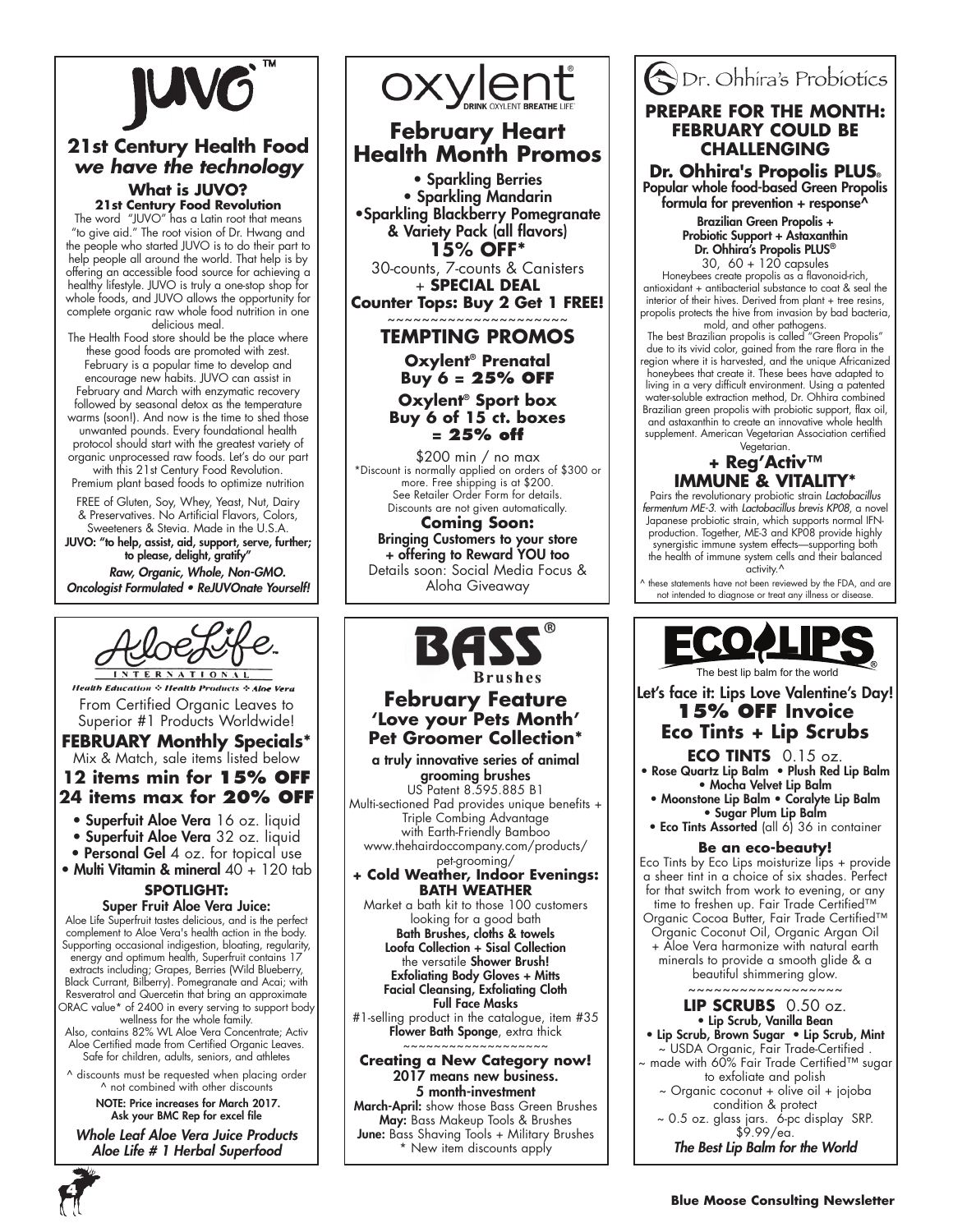# JUVO™

## 21st Century Health Food
### *we have the technology*

**What is JUVO?**
**21st Century Food Revolution**

The word "JUVO" has a Latin root that means "to give aid." The root vision of Dr. Hwang and the people who started JUVO is to do their part to help people all around the world. That help is by offering an accessible food source for achieving a healthy lifestyle. JUVO is truly a one-stop shop for whole foods, and JUVO allows the opportunity for complete organic raw whole food nutrition in one delicious meal.

The Health Food store should be the place where these good foods are promoted with zest. February is a popular time to develop and encourage new habits. JUVO can assist in February and March with enzymatic recovery followed by seasonal detox as the temperature warms (soon!). And now is the time to shed those unwanted pounds. Every foundational health protocol should start with the greatest variety of organic unprocessed raw foods. Let's do our part with this 21st Century Food Revolution. Premium plant based foods to optimize nutrition

FREE of Gluten, Soy, Whey, Yeast, Nut, Dairy & Preservatives. No Artificial Flavors, Colors, Sweeteners & Stevia. Made in the U.S.A.

**JUVO: "to help, assist, aid, support, serve, further; to please, delight, gratify"**

***Raw, Organic, Whole, Non-GMO. Oncologist Formulated • ReJUVOnate Yourself!***

---

# oxylent®
DRINK OXYLENT BREATHE LIFE

## February Heart Health Month Promos

- Sparkling Berries
- Sparkling Mandarin
- Sparkling Blackberry Pomegranate & Variety Pack (all flavors)

**15% OFF***

30-counts, 7-counts & Canisters + **SPECIAL DEAL**

**Counter Tops: Buy 2 Get 1 FREE!**

~~~~~~~~~~~~~~~~~~~~~

## TEMPTING PROMOS

**Oxylent® Prenatal**
**Buy 6 = 25% OFF**

**Oxylent® Sport box**
**Buy 6 of 15 ct. boxes = 25% off**

$200 min / no max
*Discount is normally applied on orders of $300 or more. Free shipping is at $200. See Retailer Order Form for details. Discounts are not given automatically.

**Coming Soon:**
**Bringing Customers to your store + offering to Reward YOU too**
Details soon: Social Media Focus & Aloha Giveaway

---

# Dr. Ohhira's Probiotics

## PREPARE FOR THE MONTH: FEBRUARY COULD BE CHALLENGING

**Dr. Ohhira's Propolis PLUS®**
**Popular whole food-based Green Propolis formula for prevention + response^**

**Brazilian Green Propolis + Probiotic Support + Astaxanthin**
**Dr. Ohhira's Propolis PLUS®**
30, 60 + 120 capsules

Honeybees create propolis as a flavonoid-rich, antioxidant + antibacterial substance to coat & seal the interior of their hives. Derived from plant + tree resins, propolis protects the hive from invasion by bad bacteria, mold, and other pathogens.

The best Brazilian propolis is called "Green Propolis" due to its vivid color, gained from the rare flora in the region where it is harvested, and the unique Africanized honeybees that create it. These bees have adapted to living in a very difficult environment. Using a patented water-soluble extraction method, Dr. Ohhira combined Brazilian green propolis with probiotic support, flax oil, and astaxanthin to create an innovative whole health supplement. American Vegetarian Association certified Vegetarian.

## + Reg'Activ™ IMMUNE & VITALITY*

Pairs the revolutionary probiotic strain *Lactobacillus fermentum ME-3.* with *Lactobacillus brevis KP08*, a novel Japanese probiotic strain, which supports normal IFN-production. Together, ME-3 and KP08 provide highly synergistic immune system effects—supporting both the health of immune system cells and their balanced activity.^

^ these statements have not been reviewed by the FDA, and are not intended to diagnose or treat any illness or disease.

---

# AloeLife™ INTERNATIONAL
*Health Education ❖ Health Products ❖ Aloe Vera*

From Certified Organic Leaves to Superior #1 Products Worldwide!

## FEBRUARY Monthly Specials*
Mix & Match, sale items listed below

**12 items min for 15% OFF**
**24 items max for 20% OFF**

- **Superfuit Aloe Vera** 16 oz. liquid
- **Superfuit Aloe Vera** 32 oz. liquid
- **Personal Gel** 4 oz. for topical use
- **Multi Vitamin & mineral** 40 + 120 tab

**SPOTLIGHT:**
**Super Fruit Aloe Vera Juice:**

Aloe Life Superfruit tastes delicious, and is the perfect complement to Aloe Vera's health action in the body. Supporting occasional indigestion, bloating, regularity, energy and optimum health, Superfruit contains 17 extracts including; Grapes, Berries (Wild Blueberry, Black Currant, Bilberry). Pomegranate and Acai; with Resveratrol and Quercetin that bring an approximate ORAC value* of 2400 in every serving to support body wellness for the whole family.

Also, contains 82% WL Aloe Vera Concentrate; Activ Aloe Certified made from Certified Organic Leaves. Safe for children, adults, seniors, and athletes

^ discounts must be requested when placing order
^ not combined with other discounts

**NOTE: Price increases for March 2017. Ask your BMC Rep for excel file**

***Whole Leaf Aloe Vera Juice Products***
***Aloe Life # 1 Herbal Superfood***

---

# BASS® Brushes

## February Feature
## 'Love your Pets Month' Pet Groomer Collection*

**a truly innovative series of animal grooming brushes**
US Patent 8.595.885 B1
Multi-sectioned Pad provides unique benefits + Triple Combing Advantage with Earth-Friendly Bamboo
www.thehairdoccompany.com/products/pet-grooming/

**+ Cold Weather, Indoor Evenings: BATH WEATHER**

Market a bath kit to those 100 customers looking for a good bath
**Bath Brushes, cloths & towels**
**Loofa Collection + Sisal Collection**
the versatile **Shower Brush!**
**Exfoliating Body Gloves + Mitts**
**Facial Cleansing, Exfoliating Cloth**
**Full Face Masks**
#1-selling product in the catalogue, item #35 **Flower Bath Sponge**, extra thick

~~~~~~~~~~~~~~~~~~~

**Creating a New Category now!**
**2017 means new business.**
**5 month-investment**

**March-April:** show those Bass Green Brushes
**May:** Bass Makeup Tools & Brushes
**June:** Bass Shaving Tools + Military Brushes
* New item discounts apply

---

# ECO LIPS®
The best lip balm for the world

**Let's face it: Lips Love Valentine's Day!**

## 15% OFF Invoice
## Eco Tints + Lip Scrubs

**ECO TINTS** 0.15 oz.

- Rose Quartz Lip Balm • Plush Red Lip Balm
- Mocha Velvet Lip Balm
- Moonstone Lip Balm • Coralyte Lip Balm
- Sugar Plum Lip Balm
- **Eco Tints Assorted** (all 6) 36 in container

**Be an eco-beauty!**

Eco Tints by Eco Lips moisturize lips + provide a sheer tint in a choice of six shades. Perfect for that switch from work to evening, or any time to freshen up. Fair Trade Certified™ Organic Cocoa Butter, Fair Trade Certified™ Organic Coconut Oil, Organic Argan Oil + Aloe Vera harmonize with natural earth minerals to provide a smooth glide & a beautiful shimmering glow.

~~~~~~~~~~~~~~~~~~

**LIP SCRUBS** 0.50 oz.

- Lip Scrub, Vanilla Bean
- Lip Scrub, Brown Sugar • Lip Scrub, Mint

~ USDA Organic, Fair Trade-Certified .
~ made with 60% Fair Trade Certified™ sugar to exfoliate and polish
~ Organic coconut + olive oil + jojoba condition & protect
~ 0.5 oz. glass jars. 6-pc display SRP. $9.99/ea.

***The Best Lip Balm for the World***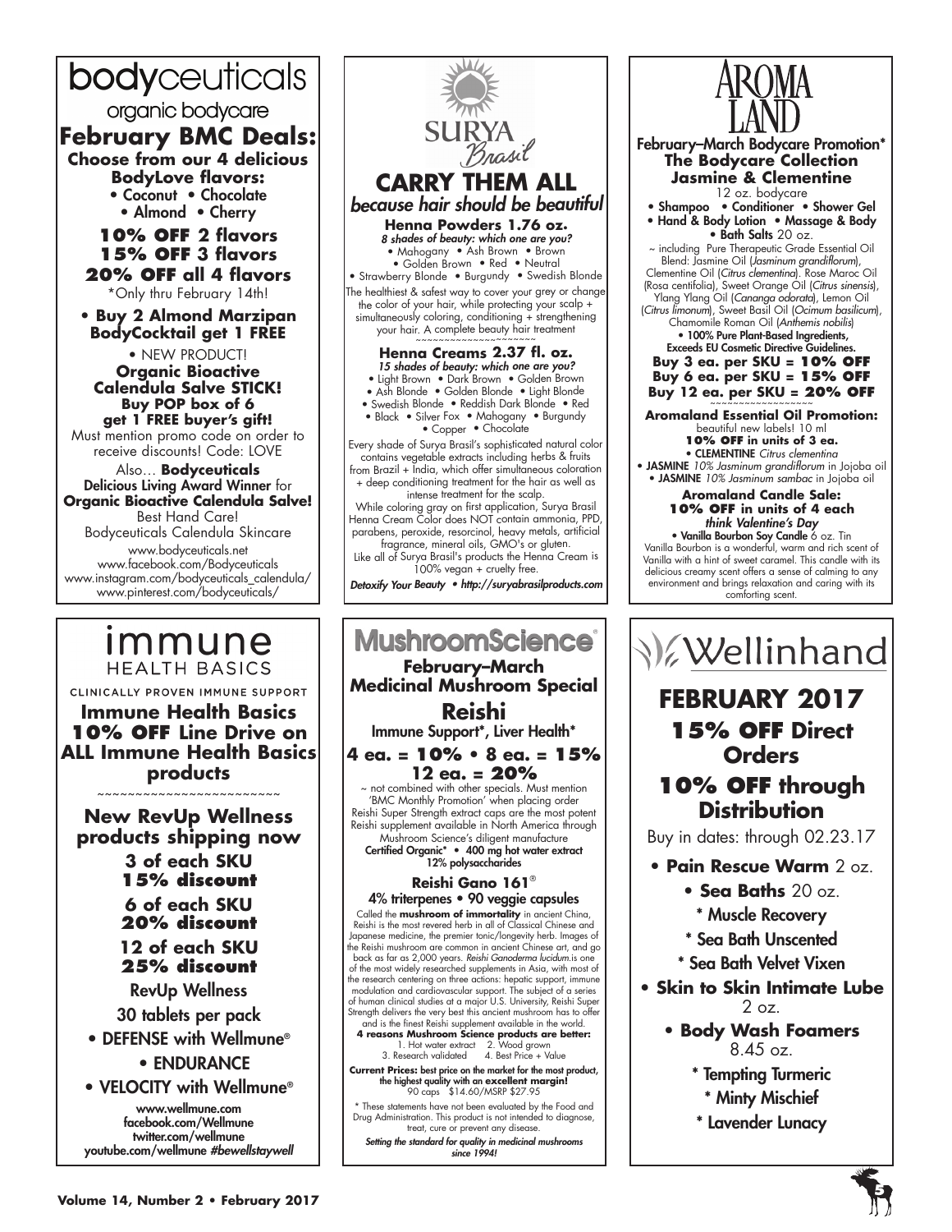# bodyceuticals

organic bodycare

## February BMC Deals:

**Choose from our 4 delicious BodyLove flavors:**

- Coconut • Chocolate
- Almond • Cherry

**10% OFF 2 flavors**
**15% OFF 3 flavors**
**20% OFF all 4 flavors**

*Only thru February 14th!

- **Buy 2 Almond Marzipan BodyCocktail get 1 FREE**
- NEW PRODUCT!

**Organic Bioactive Calendula Salve STICK!**
**Buy POP box of 6 get 1 FREE buyer's gift!**

Must mention promo code on order to receive discounts! Code: LOVE

Also… **Bodyceuticals** Delicious Living Award Winner for **Organic Bioactive Calendula Salve!** Best Hand Care! Bodyceuticals Calendula Skincare

www.bodyceuticals.net
www.facebook.com/Bodyceuticals
www.instagram.com/bodyceuticals_calendula/
www.pinterest.com/bodyceuticals/

# SURYA Brasil

## CARRY THEM ALL

*because hair should be beautiful*

**Henna Powders 1.76 oz.**

*8 shades of beauty: which one are you?*

• Mahogany • Ash Brown • Brown • Golden Brown • Red • Neutral • Strawberry Blonde • Burgundy • Swedish Blonde

The healthiest & safest way to cover your grey or change the color of your hair, while protecting your scalp + simultaneously coloring, conditioning + strengthening your hair. A complete beauty hair treatment

~~~~~~~~~~~~~~~~~~~~

**Henna Creams 2.37 fl. oz.**

*15 shades of beauty: which one are you?*

• Light Brown • Dark Brown • Golden Brown • Ash Blonde • Golden Blonde • Light Blonde • Swedish Blonde • Reddish Dark Blonde • Red • Black • Silver Fox • Mahogany • Burgundy • Copper • Chocolate

Every shade of Surya Brasil's sophisticated natural color contains vegetable extracts including herbs & fruits from Brazil + India, which offer simultaneous coloration + deep conditioning treatment for the hair as well as intense treatment for the scalp.

While coloring gray on first application, Surya Brasil Henna Cream Color does NOT contain ammonia, PPD, parabens, peroxide, resorcinol, heavy metals, artificial fragrance, mineral oils, GMO's or gluten.

Like all of Surya Brasil's products the Henna Cream is 100% vegan + cruelty free.

*Detoxify Your Beauty • http://suryabrasilproducts.com*

# AROMA LAND

**February–March Bodycare Promotion***

**The Bodycare Collection**
**Jasmine & Clementine**

12 oz. bodycare

- Shampoo • Conditioner • Shower Gel
- Hand & Body Lotion • Massage & Body
- Bath Salts 20 oz.

~ including Pure Therapeutic Grade Essential Oil Blend: Jasmine Oil (*Jasminum grandiflorum*), Clementine Oil (*Citrus clementina*). Rose Maroc Oil (Rosa centifolia), Sweet Orange Oil (*Citrus sinensis*), Ylang Ylang Oil (*Cananga odorata*), Lemon Oil (*Citrus limonum*), Sweet Basil Oil (*Ocimum basilicum*), Chamomile Roman Oil (*Anthemis nobilis*)

• 100% Pure Plant-Based Ingredients, Exceeds EU Cosmetic Directive Guidelines.

**Buy 3 ea. per SKU = 10% OFF**
**Buy 6 ea. per SKU = 15% OFF**
**Buy 12 ea. per SKU = 20% OFF**

~~~~~~~~~~~~~~~~

**Aromaland Essential Oil Promotion:**

beautiful new labels! 10 ml

**10% OFF in units of 3 ea.**

- CLEMENTINE *Citrus clementina*
- JASMINE *10% Jasminum grandiflorum* in Jojoba oil
- JASMINE *10% Jasminum sambac* in Jojoba oil

**Aromaland Candle Sale:**
**10% OFF in units of 4 each**

*think Valentine's Day*

• Vanilla Bourbon Soy Candle 6 oz. Tin

Vanilla Bourbon is a wonderful, warm and rich scent of Vanilla with a hint of sweet caramel. This candle with its delicious creamy scent offers a sense of calming to any environment and brings relaxation and caring with its comforting scent.

# immune HEALTH BASICS

CLINICALLY PROVEN IMMUNE SUPPORT

## Immune Health Basics 10% OFF Line Drive on ALL Immune Health Basics products

~~~~~~~~~~~~~~~~~~~~~~~~

**New RevUp Wellness products shipping now**

**3 of each SKU 15% discount**

**6 of each SKU 20% discount**

**12 of each SKU 25% discount**

RevUp Wellness

30 tablets per pack

- DEFENSE with Wellmune®
- ENDURANCE
- VELOCITY with Wellmune®

www.wellmune.com
facebook.com/Wellmune
twitter.com/wellmune
youtube.com/wellmune *#bewellstaywell*

# MushroomScience®

**February–March Medicinal Mushroom Special**

## Reishi

Immune Support*, Liver Health*

**4 ea. = 10% • 8 ea. = 15%**
**12 ea. = 20%**

~ not combined with other specials. Must mention 'BMC Monthly Promotion' when placing order

Reishi Super Strength extract caps are the most potent Reishi supplement available in North America through Mushroom Science's diligent manufacture

Certified Organic* • 400 mg hot water extract
12% polysaccharides

**Reishi Gano 161®**

4% triterpenes • 90 veggie capsules

Called the **mushroom of immortality** in ancient China, Reishi is the most revered herb in all of Classical Chinese and Japanese medicine, the premier tonic/longevity herb. Images of the Reishi mushroom are common in ancient Chinese art, and go back as far as 2,000 years. *Reishi Ganoderma lucidum.*is one of the most widely researched supplements in Asia, with most of the research centering on three actions: hepatic support, immune modulation and cardiovascular support. The subject of a series of human clinical studies at a major U.S. University, Reishi Super Strength delivers the very best this ancient mushroom has to offer and is the finest Reishi supplement available in the world.

**4 reasons Mushroom Science products are better:**

1. Hot water extract 2. Wood grown
3. Research validated 4. Best Price + Value

**Current Prices:** best price on the market for the most product, the highest quality with an **excellent margin!**
90 caps $14.60/MSRP $27.95

* These statements have not been evaluated by the Food and Drug Administration. This product is not intended to diagnose, treat, cure or prevent any disease.

*Setting the standard for quality in medicinal mushrooms since 1994!*

# Wellinhand

## FEBRUARY 2017

**15% OFF Direct Orders**

**10% OFF through Distribution**

Buy in dates: through 02.23.17

- **Pain Rescue Warm** 2 oz.
- **Sea Baths** 20 oz.
  - * Muscle Recovery
  - * Sea Bath Unscented
  - * Sea Bath Velvet Vixen
- **Skin to Skin Intimate Lube** 2 oz.
- **Body Wash Foamers** 8.45 oz.
  - * Tempting Turmeric
  - * Minty Mischief
  - * Lavender Lunacy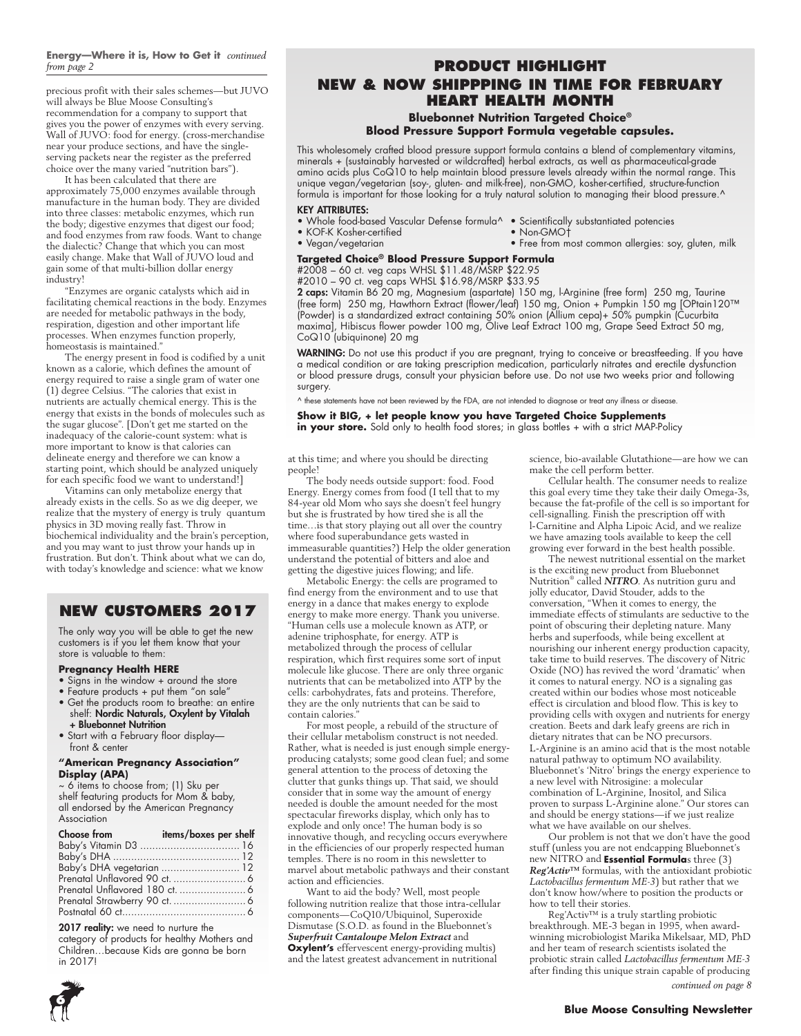**Energy—Where it is, How to Get it** *continued from page 2*

precious profit with their sales schemes—but JUVO will always be Blue Moose Consulting's recommendation for a company to support that gives you the power of enzymes with every serving. Wall of JUVO: food for energy. (cross-merchandise near your produce sections, and have the single-serving packets near the register as the preferred choice over the many varied "nutrition bars").

It has been calculated that there are approximately 75,000 enzymes available through manufacture in the human body. They are divided into three classes: metabolic enzymes, which run the body; digestive enzymes that digest our food; and food enzymes from raw foods. Want to change the dialectic? Change that which you can most easily change. Make that Wall of JUVO loud and gain some of that multi-billion dollar energy industry!

"Enzymes are organic catalysts which aid in facilitating chemical reactions in the body. Enzymes are needed for metabolic pathways in the body, respiration, digestion and other important life processes. When enzymes function properly, homeostasis is maintained."

The energy present in food is codified by a unit known as a calorie, which defines the amount of energy required to raise a single gram of water one (1) degree Celsius. "The calories that exist in nutrients are actually chemical energy. This is the energy that exists in the bonds of molecules such as the sugar glucose". [Don't get me started on the inadequacy of the calorie-count system: what is more important to know is that calories can delineate energy and therefore we can know a starting point, which should be analyzed uniquely for each specific food we want to understand!]

Vitamins can only metabolize energy that already exists in the cells. So as we dig deeper, we realize that the mystery of energy is truly quantum physics in 3D moving really fast. Throw in biochemical individuality and the brain's perception, and you may want to just throw your hands up in frustration. But don't. Think about what we can do, with today's knowledge and science: what we know at this time; and where you should be directing people!

The body needs outside support: food. Food Energy. Energy comes from food (I tell that to my 84-year old Mom who says she doesn't feel hungry but she is frustrated by how tired she is all the time…is that story playing out all over the country where food superabundance gets wasted in immeasurable quantities?) Help the older generation understand the potential of bitters and aloe and getting the digestive juices flowing; and life.

Metabolic Energy: the cells are programed to find energy from the environment and to use that energy in a dance that makes energy to explode energy to make more energy. Thank you universe. "Human cells use a molecule known as ATP, or adenine triphosphate, for energy. ATP is metabolized through the process of cellular respiration, which first requires some sort of input molecule like glucose. There are only three organic nutrients that can be metabolized into ATP by the cells: carbohydrates, fats and proteins. Therefore, they are the only nutrients that can be said to contain calories."

For most people, a rebuild of the structure of their cellular metabolism construct is not needed. Rather, what is needed is just enough simple energy-producing catalysts; some good clean fuel; and some general attention to the process of detoxing the clutter that gunks things up. That said, we should consider that in some way the amount of energy needed is double the amount needed for the most spectacular fireworks display, which only has to explode and only once! The human body is so innovative though, and recycling occurs everywhere in the efficiencies of our properly respected human temples. There is no room in this newsletter to marvel about metabolic pathways and their constant action and efficiencies.

Want to aid the body? Well, most people following nutrition realize that those intra-cellular components—CoQ10/Ubiquinol, Superoxide Dismutase (S.O.D. as found in the Bluebonnet's ***Superfruit Cantaloupe Melon Extract*** and **Oxylent's** effervescent energy-providing multis) and the latest greatest advancement in nutritional science, bio-available Glutathione—are how we can make the cell perform better.

Cellular health. The consumer needs to realize this goal every time they take their daily Omega-3s, because the fat-profile of the cell is so important for cell-signalling. Finish the prescription off with l-Carnitine and Alpha Lipoic Acid, and we realize we have amazing tools available to keep the cell growing ever forward in the best health possible.

The newest nutritional essential on the market is the exciting new product from Bluebonnet Nutrition® called ***NITRO***. As nutrition guru and jolly educator, David Stouder, adds to the conversation, "When it comes to energy, the immediate effects of stimulants are seductive to the point of obscuring their depleting nature. Many herbs and superfoods, while being excellent at nourishing our inherent energy production capacity, take time to build reserves. The discovery of Nitric Oxide (NO) has revived the word 'dramatic' when it comes to natural energy. NO is a signaling gas created within our bodies whose most noticeable effect is circulation and blood flow. This is key to providing cells with oxygen and nutrients for energy creation. Beets and dark leafy greens are rich in dietary nitrates that can be NO precursors. L-Arginine is an amino acid that is the most notable natural pathway to optimum NO availability. Bluebonnet's 'Nitro' brings the energy experience to a new level with Nitrosigine: a molecular combination of L-Arginine, Inositol, and Silica proven to surpass L-Arginine alone." Our stores can and should be energy stations—if we just realize what we have available on our shelves.

Our problem is not that we don't have the good stuff (unless you are not endcapping Bluebonnet's new NITRO and **Essential Formula**s three (3) ***Reg'Activ***™ formulas, with the antioxidant probiotic *Lactobacillus fermentum ME-3*) but rather that we don't know how/where to position the products or how to tell their stories.

Reg'Activ™ is a truly startling probiotic breakthrough. ME-3 began in 1995, when award-winning microbiologist Marika Mikelsaar, MD, PhD and her team of research scientists isolated the probiotic strain called *Lactobacillus fermentum ME-3* after finding this unique strain capable of producing

*continued on page 8*

## PRODUCT HIGHLIGHT
## NEW & NOW SHIPPPING IN TIME FOR FEBRUARY HEART HEALTH MONTH

**Bluebonnet Nutrition Targeted Choice® Blood Pressure Support Formula vegetable capsules.**

This wholesomely crafted blood pressure support formula contains a blend of complementary vitamins, minerals + (sustainably harvested or wildcrafted) herbal extracts, as well as pharmaceutical-grade amino acids plus CoQ10 to help maintain blood pressure levels already within the normal range. This unique vegan/vegetarian (soy-, gluten- and milk-free), non-GMO, kosher-certified, structure-function formula is important for those looking for a truly natural solution to managing their blood pressure.^

**KEY ATTRIBUTES:**

- Whole food-based Vascular Defense formula^
- KOF-K Kosher-certified
- Vegan/vegetarian
- Scientifically substantiated potencies
- Non-GMO†
- Free from most common allergies: soy, gluten, milk

**Targeted Choice® Blood Pressure Support Formula**
#2008 – 60 ct. veg caps WHSL $11.48/MSRP $22.95
#2010 – 90 ct. veg caps WHSL $16.98/MSRP $33.95

**2 caps:** Vitamin B6 20 mg, Magnesium (aspartate) 150 mg, l-Arginine (free form) 250 mg, Taurine (free form) 250 mg, Hawthorn Extract (flower/leaf) 150 mg, Onion + Pumpkin 150 mg [OPtain120™ (Powder) is a standardized extract containing 50% onion (Allium cepa)+ 50% pumpkin (Cucurbita maxima], Hibiscus flower powder 100 mg, Olive Leaf Extract 100 mg, Grape Seed Extract 50 mg, CoQ10 (ubiquinone) 20 mg

**WARNING:** Do not use this product if you are pregnant, trying to conceive or breastfeeding. If you have a medical condition or are taking prescription medication, particularly nitrates and erectile dysfunction or blood pressure drugs, consult your physician before use. Do not use two weeks prior and following surgery.

^ these statements have not been reviewed by the FDA, are not intended to diagnose or treat any illness or disease.

**Show it BIG, + let people know you have Targeted Choice Supplements in your store.** Sold only to health food stores; in glass bottles + with a strict MAP-Policy

## NEW CUSTOMERS 2017

The only way you will be able to get the new customers is if you let them know that your store is valuable to them:

**Pregnancy Health HERE**

- Signs in the window + around the store
- Feature products + put them "on sale"
- Get the products room to breathe: an entire shelf: **Nordic Naturals, Oxylent by Vitalah + Bluebonnet Nutrition**
- Start with a February floor display—front & center

**"American Pregnancy Association" Display (APA)**

~ 6 items to choose from; (1) Sku per shelf featuring products for Mom & baby, all endorsed by the American Pregnancy Association

| Choose from | items/boxes per shelf |
|---|---|
| Baby's Vitamin D3 | 16 |
| Baby's DHA | 12 |
| Baby's DHA vegetarian | 12 |
| Prenatal Unflavored 90 ct. | 6 |
| Prenatal Unflavored 180 ct. | 6 |
| Prenatal Strawberry 90 ct. | 6 |
| Postnatal 60 ct. | 6 |

**2017 reality:** we need to nurture the category of products for healthy Mothers and Children…because Kids are gonna be born in 2017!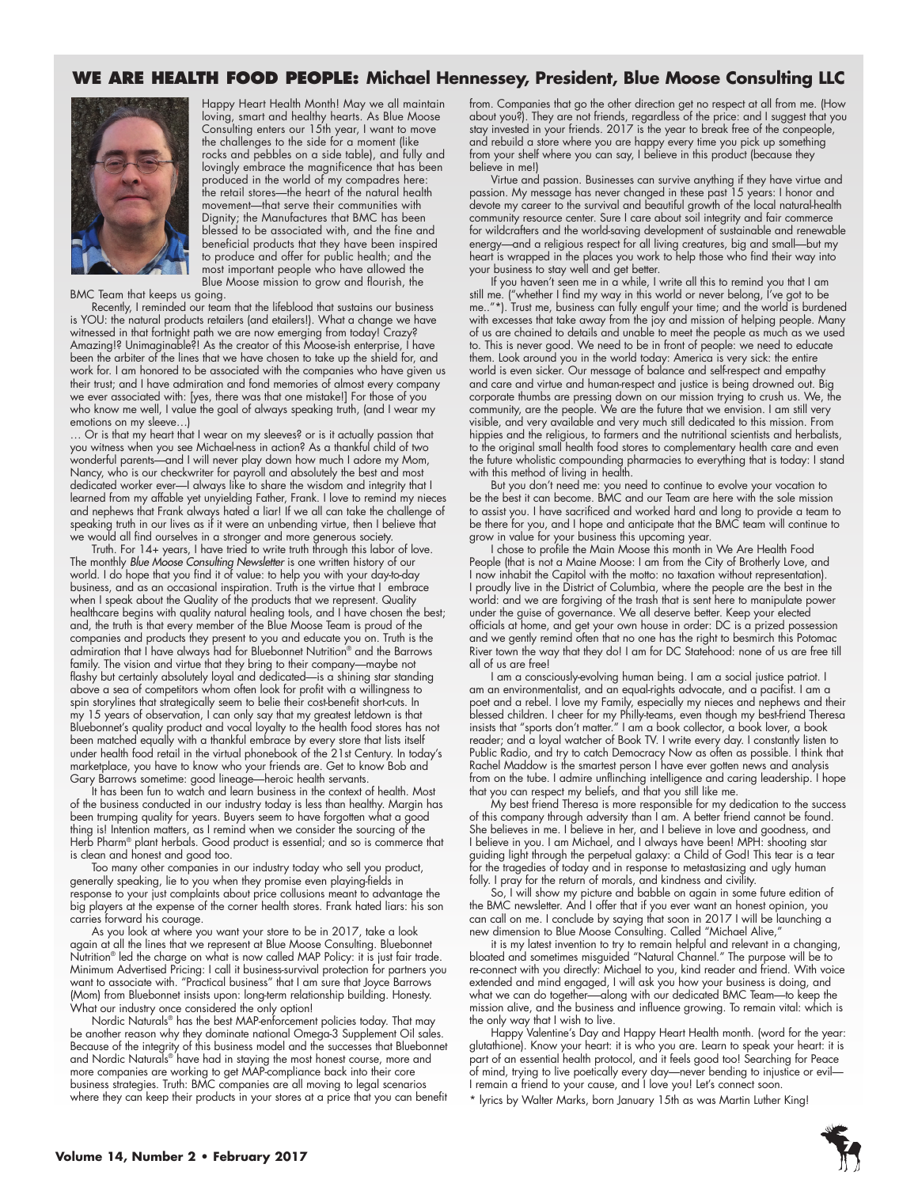## WE ARE HEALTH FOOD PEOPLE: Michael Hennessey, President, Blue Moose Consulting LLC

Happy Heart Health Month! May we all maintain loving, smart and healthy hearts. As Blue Moose Consulting enters our 15th year, I want to move the challenges to the side for a moment (like rocks and pebbles on a side table), and fully and lovingly embrace the magnificence that has been produced in the world of my compadres here: the retail stores—the heart of the natural health movement—that serve their communities with Dignity; the Manufactures that BMC has been blessed to be associated with, and the fine and beneficial products that they have been inspired to produce and offer for public health; and the most important people who have allowed the Blue Moose mission to grow and flourish, the BMC Team that keeps us going.

Recently, I reminded our team that the lifeblood that sustains our business is YOU: the natural products retailers (and etailers!). What a change we have witnessed in that fortnight path we are now emerging from today! Crazy? Amazing!? Unimaginable?! As the creator of this Moose-ish enterprise, I have been the arbiter of the lines that we have chosen to take up the shield for, and work for. I am honored to be associated with the companies who have given us their trust; and I have admiration and fond memories of almost every company we ever associated with: [yes, there was that one mistake!] For those of you who know me well, I value the goal of always speaking truth, (and I wear my emotions on my sleeve…)

… Or is that my heart that I wear on my sleeves? or is it actually passion that you witness when you see Michael-ness in action? As a thankful child of two wonderful parents—and I will never play down how much I adore my Mom, Nancy, who is our checkwriter for payroll and absolutely the best and most dedicated worker ever—I always like to share the wisdom and integrity that I learned from my affable yet unyielding Father, Frank. I love to remind my nieces and nephews that Frank always hated a liar! If we all can take the challenge of speaking truth in our lives as if it were an unbending virtue, then I believe that we would all find ourselves in a stronger and more generous society.

Truth. For 14+ years, I have tried to write truth through this labor of love. The monthly *Blue Moose Consulting Newsletter* is one written history of our world. I do hope that you find it of value: to help you with your day-to-day business, and as an occasional inspiration. Truth is the virtue that I embrace when I speak about the Quality of the products that we represent. Quality healthcare begins with quality natural healing tools, and I have chosen the best; and, the truth is that every member of the Blue Moose Team is proud of the companies and products they present to you and educate you on. Truth is the admiration that I have always had for Bluebonnet Nutrition® and the Barrows family. The vision and virtue that they bring to their company—maybe not flashy but certainly absolutely loyal and dedicated—is a shining star standing above a sea of competitors whom often look for profit with a willingness to spin storylines that strategically seem to belie their cost-benefit short-cuts. In my 15 years of observation, I can only say that my greatest letdown is that Bluebonnet's quality product and vocal loyalty to the health food stores has not been matched equally with a thankful embrace by every store that lists itself under health food retail in the virtual phonebook of the 21st Century. In today's marketplace, you have to know who your friends are. Get to know Bob and Gary Barrows sometime: good lineage—heroic health servants.

It has been fun to watch and learn business in the context of health. Most of the business conducted in our industry today is less than healthy. Margin has been trumping quality for years. Buyers seem to have forgotten what a good thing is! Intention matters, as I remind when we consider the sourcing of the Herb Pharm® plant herbals. Good product is essential; and so is commerce that is clean and honest and good too.

Too many other companies in our industry today who sell you product, generally speaking, lie to you when they promise even playing-fields in response to your just complaints about price collusions meant to advantage the big players at the expense of the corner health stores. Frank hated liars: his son carries forward his courage.

As you look at where you want your store to be in 2017, take a look again at all the lines that we represent at Blue Moose Consulting. Bluebonnet Nutrition® led the charge on what is now called MAP Policy: it is just fair trade. Minimum Advertised Pricing: I call it business-survival protection for partners you want to associate with. "Practical business" that I am sure that Joyce Barrows (Mom) from Bluebonnet insists upon: long-term relationship building. Honesty. What our industry once considered the only option!

Nordic Naturals® has the best MAP-enforcement policies today. That may be another reason why they dominate national Omega-3 Supplement Oil sales. Because of the integrity of this business model and the successes that Bluebonnet and Nordic Naturals® have had in staying the most honest course, more and more companies are working to get MAP-compliance back into their core business strategies. Truth: BMC companies are all moving to legal scenarios where they can keep their products in your stores at a price that you can benefit from. Companies that go the other direction get no respect at all from me. (How about you?). They are not friends, regardless of the price: and I suggest that you stay invested in your friends. 2017 is the year to break free of the conpeople, and rebuild a store where you are happy every time you pick up something from your shelf where you can say, I believe in this product (because they believe in me!)

Virtue and passion. Businesses can survive anything if they have virtue and passion. My message has never changed in these past 15 years: I honor and devote my career to the survival and beautiful growth of the local natural-health community resource center. Sure I care about soil integrity and fair commerce for wildcrafters and the world-saving development of sustainable and renewable energy—and a religious respect for all living creatures, big and small—but my heart is wrapped in the places you work to help those who find their way into your business to stay well and get better.

If you haven't seen me in a while, I write all this to remind you that I am still me. ("whether I find my way in this world or never belong, I've got to be me.."*). Trust me, business can fully engulf your time; and the world is burdened with excesses that take away from the joy and mission of helping people. Many of us are chained to details and unable to meet the people as much as we used to. This is never good. We need to be in front of people: we need to educate them. Look around you in the world today: America is very sick: the entire world is even sicker. Our message of balance and self-respect and empathy and care and virtue and human-respect and justice is being drowned out. Big corporate thumbs are pressing down on our mission trying to crush us. We, the community, are the people. We are the future that we envision. I am still very visible, and very available and very much still dedicated to this mission. From hippies and the religious, to farmers and the nutritional scientists and herbalists, to the original small health food stores to complementary health care and even the future wholistic compounding pharmacies to everything that is today: I stand with this method of living in health.

But you don't need me: you need to continue to evolve your vocation to be the best it can become. BMC and our Team are here with the sole mission to assist you. I have sacrificed and worked hard and long to provide a team to be there for you, and I hope and anticipate that the BMC team will continue to grow in value for your business this upcoming year.

I chose to profile the Main Moose this month in We Are Health Food People (that is not a Maine Moose: I am from the City of Brotherly Love, and I now inhabit the Capitol with the motto: no taxation without representation). I proudly live in the District of Columbia, where the people are the best in the world: and we are forgiving of the trash that is sent here to manipulate power under the guise of governance. We all deserve better. Keep your elected officials at home, and get your own house in order: DC is a prized possession and we gently remind often that no one has the right to besmirch this Potomac River town the way that they do! I am for DC Statehood: none of us are free till all of us are free!

I am a consciously-evolving human being. I am a social justice patriot. I am an environmentalist, and an equal-rights advocate, and a pacifist. I am a poet and a rebel. I love my Family, especially my nieces and nephews and their blessed children. I cheer for my Philly-teams, even though my best-friend Theresa insists that "sports don't matter." I am a book collector, a book lover, a book reader; and a loyal watcher of Book TV. I write every day. I constantly listen to Public Radio, and try to catch Democracy Now as often as possible. I think that Rachel Maddow is the smartest person I have ever gotten news and analysis from on the tube. I admire unflinching intelligence and caring leadership. I hope that you can respect my beliefs, and that you still like me.

My best friend Theresa is more responsible for my dedication to the success of this company through adversity than I am. A better friend cannot be found. She believes in me. I believe in her, and I believe in love and goodness, and I believe in you. I am Michael, and I always have been! MPH: shooting star guiding light through the perpetual galaxy: a Child of God! This tear is a tear for the tragedies of today and in response to metastasizing and ugly human folly. I pray for the return of morals, and kindness and civility.

So, I will show my picture and babble on again in some future edition of the BMC newsletter. And I offer that if you ever want an honest opinion, you can call on me. I conclude by saying that soon in 2017 I will be launching a new dimension to Blue Moose Consulting. Called "Michael Alive,"

it is my latest invention to try to remain helpful and relevant in a changing, bloated and sometimes misguided "Natural Channel." The purpose will be to re-connect with you directly: Michael to you, kind reader and friend. With voice extended and mind engaged, I will ask you how your business is doing, and what we can do together—along with our dedicated BMC Team—to keep the mission alive, and the business and influence growing. To remain vital: which is the only way that I wish to live.

Happy Valentine's Day and Happy Heart Health month. (word for the year: glutathione). Know your heart: it is who you are. Learn to speak your heart: it is part of an essential health protocol, and it feels good too! Searching for Peace of mind, trying to live poetically every day—never bending to injustice or evil—I remain a friend to your cause, and I love you! Let's connect soon.

\* lyrics by Walter Marks, born January 15th as was Martin Luther King!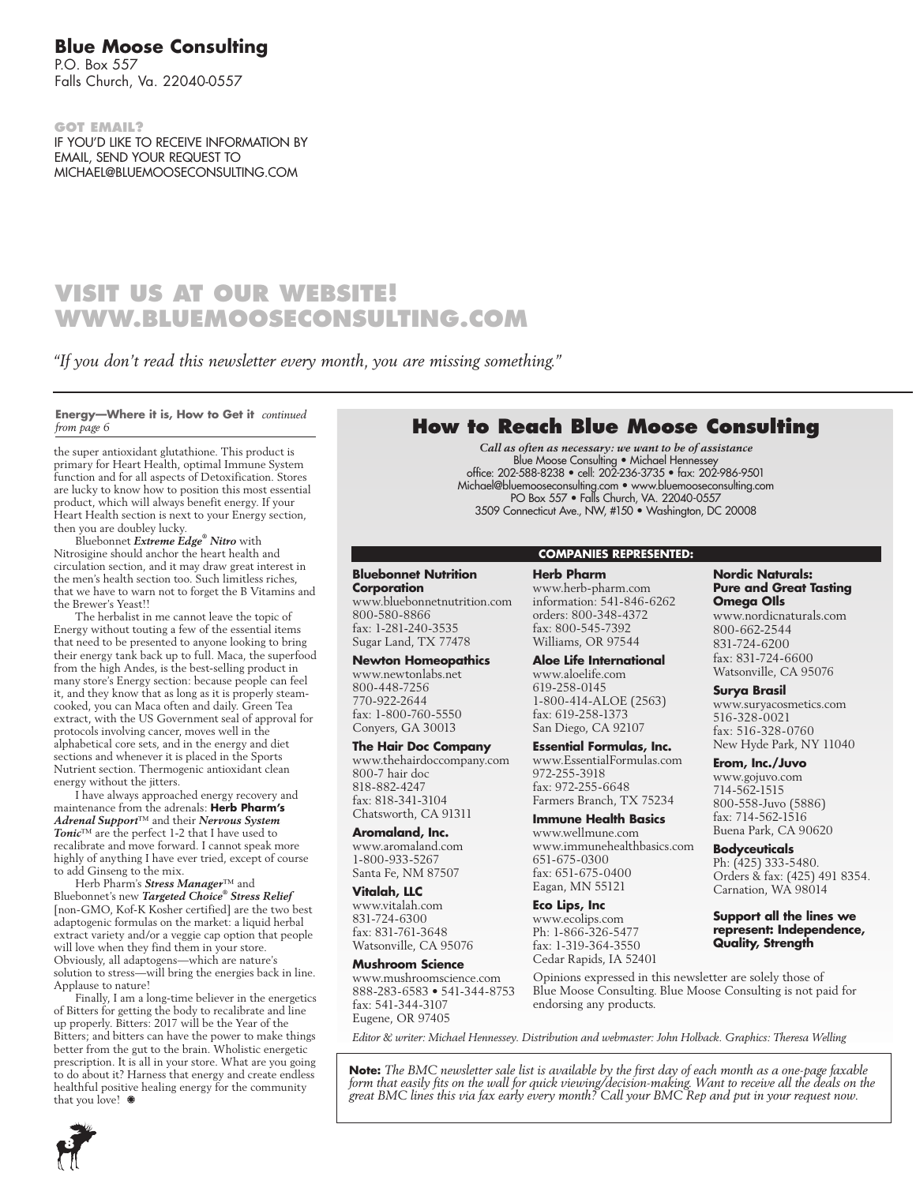## Blue Moose Consulting

P.O. Box 557
Falls Church, Va. 22040-0557

**GOT EMAIL?**
IF YOU'D LIKE TO RECEIVE INFORMATION BY EMAIL, SEND YOUR REQUEST TO MICHAEL@BLUEMOOSECONSULTING.COM

## VISIT US AT OUR WEBSITE! WWW.BLUEMOOSECONSULTING.COM

*"If you don't read this newsletter every month, you are missing something."*

**Energy—Where it is, How to Get it** *continued from page 6*

the super antioxidant glutathione. This product is primary for Heart Health, optimal Immune System function and for all aspects of Detoxification. Stores are lucky to know how to position this most essential product, which will always benefit energy. If your Heart Health section is next to your Energy section, then you are doubley lucky.

Bluebonnet ***Extreme Edge® Nitro*** with Nitrosigine should anchor the heart health and circulation section, and it may draw great interest in the men's health section too. Such limitless riches, that we have to warn not to forget the B Vitamins and the Brewer's Yeast!!

The herbalist in me cannot leave the topic of Energy without touting a few of the essential items that need to be presented to anyone looking to bring their energy tank back up to full. Maca, the superfood from the high Andes, is the best-selling product in many store's Energy section: because people can feel it, and they know that as long as it is properly steam-cooked, you can Maca often and daily. Green Tea extract, with the US Government seal of approval for protocols involving cancer, moves well in the alphabetical core sets, and in the energy and diet sections and whenever it is placed in the Sports Nutrient section. Thermogenic antioxidant clean energy without the jitters.

I have always approached energy recovery and maintenance from the adrenals: **Herb Pharm's** ***Adrenal Support™*** and their ***Nervous System Tonic™*** are the perfect 1-2 that I have used to recalibrate and move forward. I cannot speak more highly of anything I have ever tried, except of course to add Ginseng to the mix.

Herb Pharm's ***Stress Manager™*** and Bluebonnet's new ***Targeted Choice® Stress Relief*** [non-GMO, Kof-K Kosher certified] are the two best adaptogenic formulas on the market: a liquid herbal extract variety and/or a veggie cap option that people will love when they find them in your store. Obviously, all adaptogens—which are nature's solution to stress—will bring the energies back in line. Applause to nature!

Finally, I am a long-time believer in the energetics of Bitters for getting the body to recalibrate and line up properly. Bitters: 2017 will be the Year of the Bitters; and bitters can have the power to make things better from the gut to the brain. Wholistic energetic prescription. It is all in your store. What are you going to do about it? Harness that energy and create endless healthful positive healing energy for the community that you love!

## How to Reach Blue Moose Consulting

*Call as often as necessary: we want to be of assistance*
Blue Moose Consulting • Michael Hennessey
office: 202-588-8238 • cell: 202-236-3735 • fax: 202-986-9501
Michael@bluemooseconsulting.com • www.bluemooseconsulting.com
PO Box 557 • Falls Church, VA. 22040-0557
3509 Connecticut Ave., NW, #150 • Washington, DC 20008

### COMPANIES REPRESENTED:

**Bluebonnet Nutrition Corporation**
www.bluebonnetnutrition.com
800-580-8866
fax: 1-281-240-3535
Sugar Land, TX 77478

**Newton Homeopathics**
www.newtonlabs.net
800-448-7256
770-922-2644
fax: 1-800-760-5550
Conyers, GA 30013

**The Hair Doc Company**
www.thehairdoccompany.com
800-7 hair doc
818-882-4247
fax: 818-341-3104
Chatsworth, CA 91311

**Aromaland, Inc.**
www.aromaland.com
1-800-933-5267
Santa Fe, NM 87507

**Vitalah, LLC**
www.vitalah.com
831-724-6300
fax: 831-761-3648
Watsonville, CA 95076

**Mushroom Science**
www.mushroomscience.com
888-283-6583 • 541-344-8753
fax: 541-344-3107
Eugene, OR 97405

**Herb Pharm**
www.herb-pharm.com
information: 541-846-6262
orders: 800-348-4372
fax: 800-545-7392
Williams, OR 97544

**Aloe Life International**
www.aloelife.com
619-258-0145
1-800-414-ALOE (2563)
fax: 619-258-1373
San Diego, CA 92107

**Essential Formulas, Inc.**
www.EssentialFormulas.com
972-255-3918
fax: 972-255-6648
Farmers Branch, TX 75234

**Immune Health Basics**
www.wellmune.com
www.immunehealthbasics.com
651-675-0300
fax: 651-675-0400
Eagan, MN 55121

**Eco Lips, Inc**
www.ecolips.com
Ph: 1-866-326-5477
fax: 1-319-364-3550
Cedar Rapids, IA 52401

**Nordic Naturals: Pure and Great Tasting Omega OIls**
www.nordicnaturals.com
800-662-2544
831-724-6200
fax: 831-724-6600
Watsonville, CA 95076

**Surya Brasil**
www.suryacosmetics.com
516-328-0021
fax: 516-328-0760
New Hyde Park, NY 11040

**Erom, Inc./Juvo**
www.gojuvo.com
714-562-1515
800-558-Juvo (5886)
fax: 714-562-1516
Buena Park, CA 90620

**Bodyceuticals**
Ph: (425) 333-5480.
Orders & fax: (425) 491 8354.
Carnation, WA 98014

**Support all the lines we represent: Independence, Quality, Strength**

Opinions expressed in this newsletter are solely those of Blue Moose Consulting. Blue Moose Consulting is not paid for endorsing any products.

*Editor & writer: Michael Hennessey. Distribution and webmaster: John Holback. Graphics: Theresa Welling*

**Note:** *The BMC newsletter sale list is available by the first day of each month as a one-page faxable form that easily fits on the wall for quick viewing/decision-making. Want to receive all the deals on the great BMC lines this via fax early every month? Call your BMC Rep and put in your request now.*